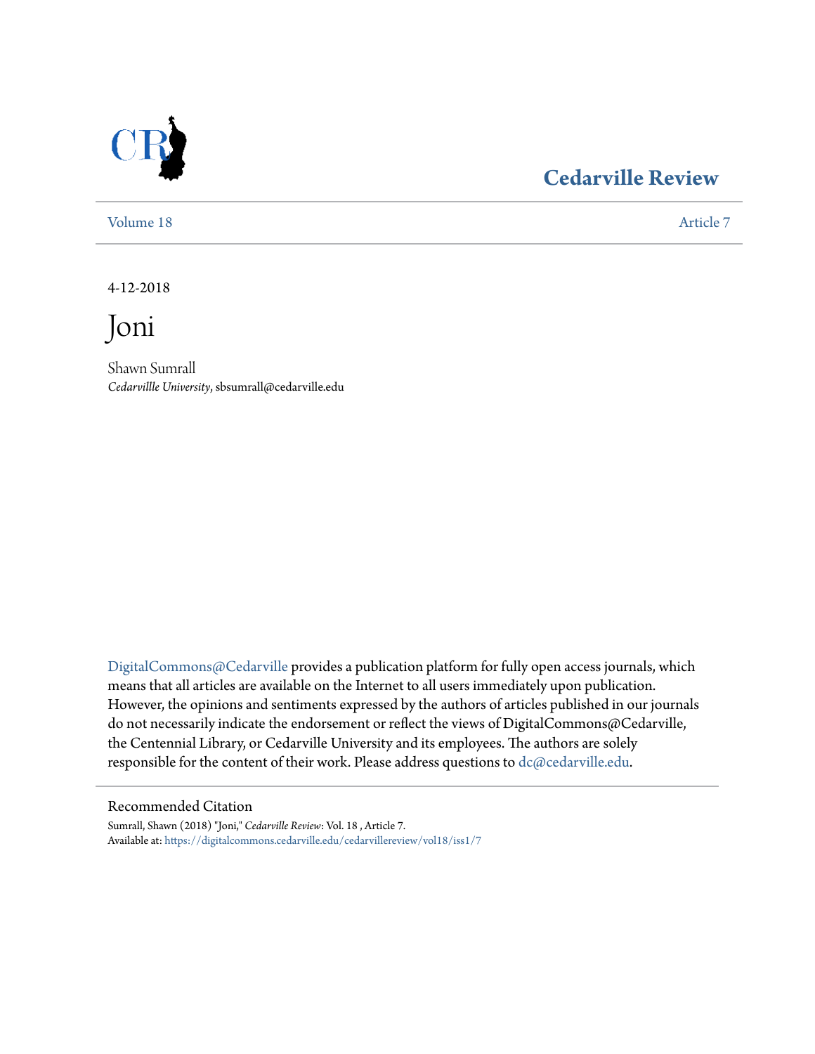Cedarville Review

Volume 18 | Article 7

4-12-2018

# Joni

Shawn Sumrall
*Cedarvillle University*, sbsumrall@cedarville.edu

DigitalCommons@Cedarville provides a publication platform for fully open access journals, which means that all articles are available on the Internet to all users immediately upon publication. However, the opinions and sentiments expressed by the authors of articles published in our journals do not necessarily indicate the endorsement or reflect the views of DigitalCommons@Cedarville, the Centennial Library, or Cedarville University and its employees. The authors are solely responsible for the content of their work. Please address questions to dc@cedarville.edu.

## Recommended Citation

Sumrall, Shawn (2018) "Joni," *Cedarville Review*: Vol. 18 , Article 7.
Available at: https://digitalcommons.cedarville.edu/cedarvillereview/vol18/iss1/7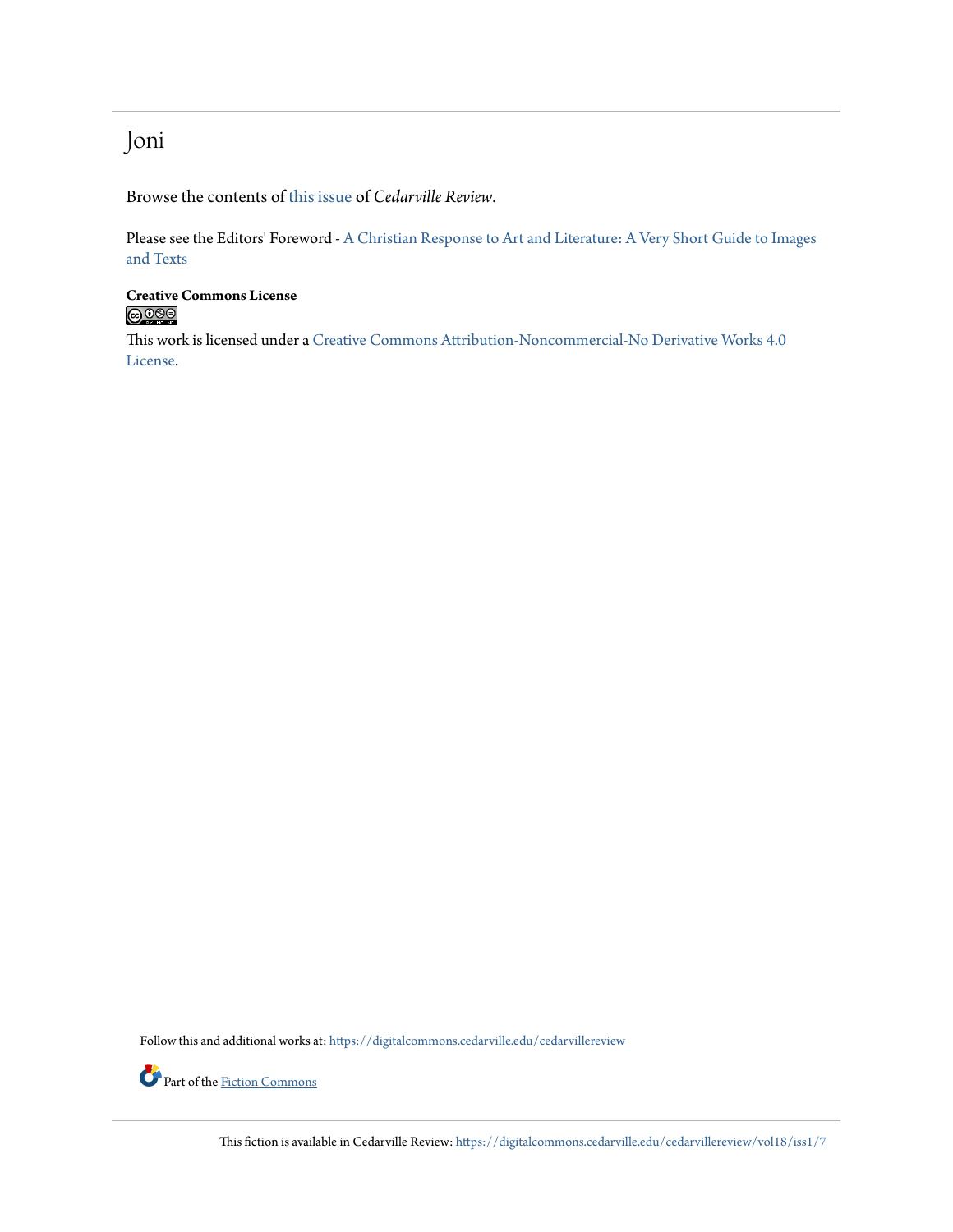# Joni

Browse the contents of this issue of *Cedarville Review*.

Please see the Editors' Foreword - A Christian Response to Art and Literature: A Very Short Guide to Images and Texts

**Creative Commons License**

This work is licensed under a Creative Commons Attribution-Noncommercial-No Derivative Works 4.0 License.

Follow this and additional works at: https://digitalcommons.cedarville.edu/cedarvillereview

Part of the Fiction Commons

This fiction is available in Cedarville Review: https://digitalcommons.cedarville.edu/cedarvillereview/vol18/iss1/7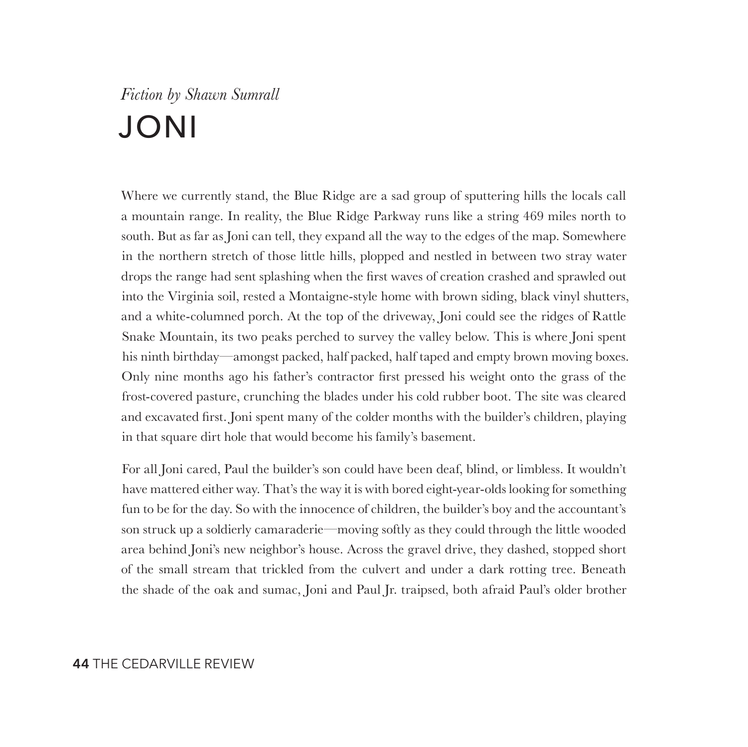*Fiction by Shawn Sumrall*

# JONI

Where we currently stand, the Blue Ridge are a sad group of sputtering hills the locals call a mountain range. In reality, the Blue Ridge Parkway runs like a string 469 miles north to south. But as far as Joni can tell, they expand all the way to the edges of the map. Somewhere in the northern stretch of those little hills, plopped and nestled in between two stray water drops the range had sent splashing when the first waves of creation crashed and sprawled out into the Virginia soil, rested a Montaigne-style home with brown siding, black vinyl shutters, and a white-columned porch. At the top of the driveway, Joni could see the ridges of Rattle Snake Mountain, its two peaks perched to survey the valley below. This is where Joni spent his ninth birthday—amongst packed, half packed, half taped and empty brown moving boxes. Only nine months ago his father's contractor first pressed his weight onto the grass of the frost-covered pasture, crunching the blades under his cold rubber boot. The site was cleared and excavated first. Joni spent many of the colder months with the builder's children, playing in that square dirt hole that would become his family's basement.

For all Joni cared, Paul the builder's son could have been deaf, blind, or limbless. It wouldn't have mattered either way. That's the way it is with bored eight-year-olds looking for something fun to be for the day. So with the innocence of children, the builder's boy and the accountant's son struck up a soldierly camaraderie—moving softly as they could through the little wooded area behind Joni's new neighbor's house. Across the gravel drive, they dashed, stopped short of the small stream that trickled from the culvert and under a dark rotting tree. Beneath the shade of the oak and sumac, Joni and Paul Jr. traipsed, both afraid Paul's older brother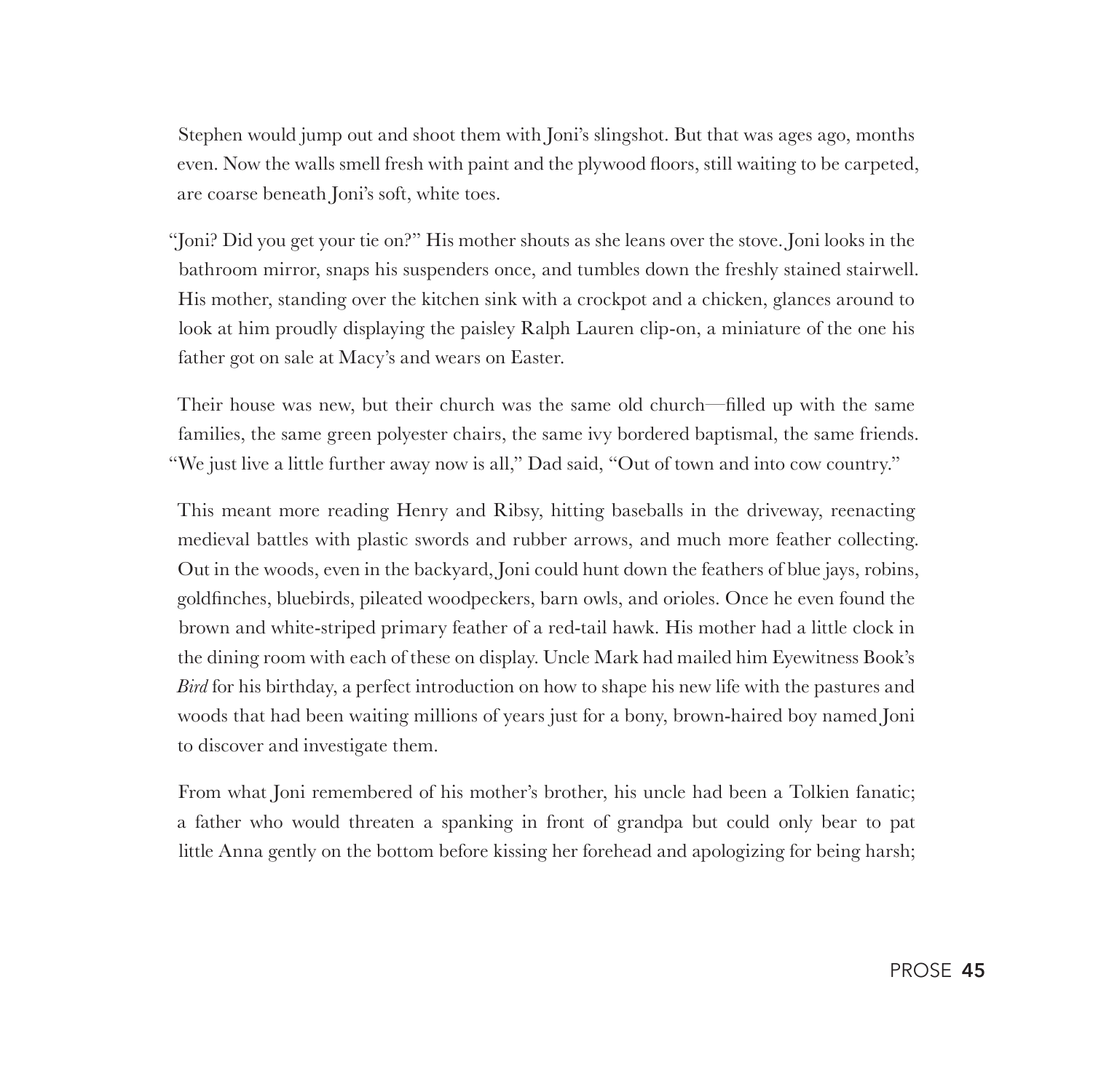Stephen would jump out and shoot them with Joni's slingshot. But that was ages ago, months even. Now the walls smell fresh with paint and the plywood floors, still waiting to be carpeted, are coarse beneath Joni's soft, white toes.

"Joni? Did you get your tie on?" His mother shouts as she leans over the stove. Joni looks in the bathroom mirror, snaps his suspenders once, and tumbles down the freshly stained stairwell. His mother, standing over the kitchen sink with a crockpot and a chicken, glances around to look at him proudly displaying the paisley Ralph Lauren clip-on, a miniature of the one his father got on sale at Macy's and wears on Easter.

Their house was new, but their church was the same old church—filled up with the same families, the same green polyester chairs, the same ivy bordered baptismal, the same friends. "We just live a little further away now is all," Dad said, "Out of town and into cow country."

This meant more reading Henry and Ribsy, hitting baseballs in the driveway, reenacting medieval battles with plastic swords and rubber arrows, and much more feather collecting. Out in the woods, even in the backyard, Joni could hunt down the feathers of blue jays, robins, goldfinches, bluebirds, pileated woodpeckers, barn owls, and orioles. Once he even found the brown and white-striped primary feather of a red-tail hawk. His mother had a little clock in the dining room with each of these on display. Uncle Mark had mailed him Eyewitness Book's *Bird* for his birthday, a perfect introduction on how to shape his new life with the pastures and woods that had been waiting millions of years just for a bony, brown-haired boy named Joni to discover and investigate them.

From what Joni remembered of his mother's brother, his uncle had been a Tolkien fanatic; a father who would threaten a spanking in front of grandpa but could only bear to pat little Anna gently on the bottom before kissing her forehead and apologizing for being harsh;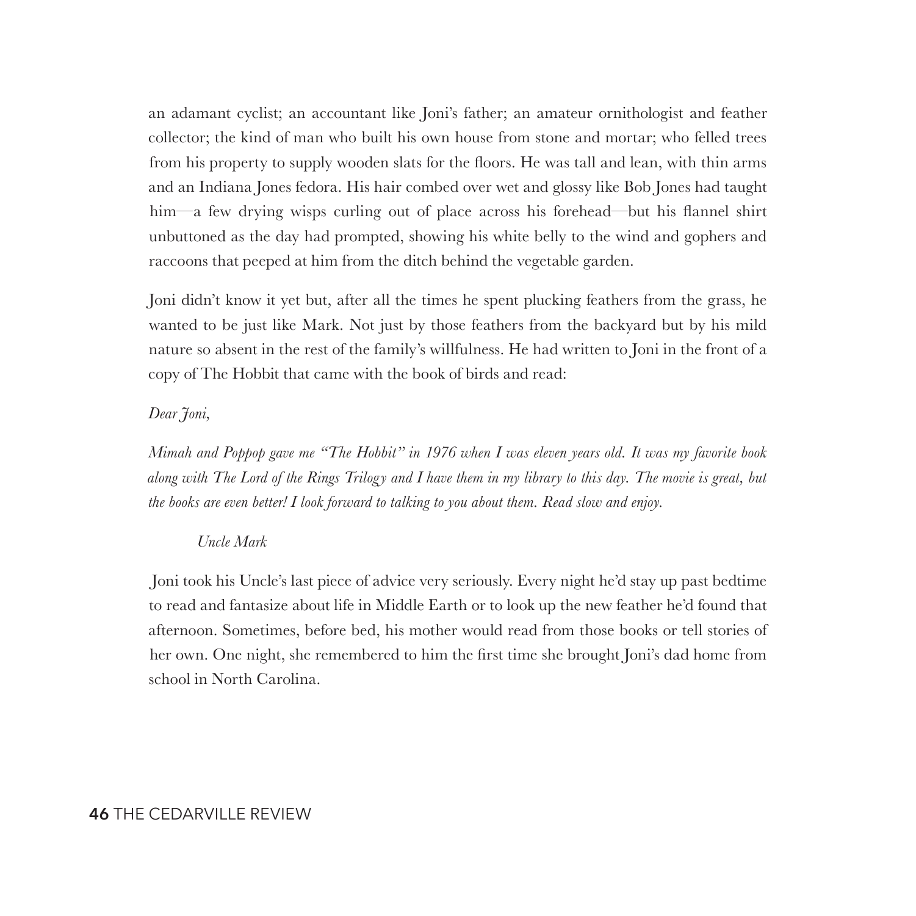an adamant cyclist; an accountant like Joni's father; an amateur ornithologist and feather collector; the kind of man who built his own house from stone and mortar; who felled trees from his property to supply wooden slats for the floors. He was tall and lean, with thin arms and an Indiana Jones fedora. His hair combed over wet and glossy like Bob Jones had taught him—a few drying wisps curling out of place across his forehead—but his flannel shirt unbuttoned as the day had prompted, showing his white belly to the wind and gophers and raccoons that peeped at him from the ditch behind the vegetable garden.

Joni didn't know it yet but, after all the times he spent plucking feathers from the grass, he wanted to be just like Mark. Not just by those feathers from the backyard but by his mild nature so absent in the rest of the family's willfulness. He had written to Joni in the front of a copy of The Hobbit that came with the book of birds and read:

*Dear Joni,*

*Mimah and Poppop gave me "The Hobbit" in 1976 when I was eleven years old. It was my favorite book along with The Lord of the Rings Trilogy and I have them in my library to this day. The movie is great, but the books are even better! I look forward to talking to you about them. Read slow and enjoy.*

*Uncle Mark*

Joni took his Uncle's last piece of advice very seriously. Every night he'd stay up past bedtime to read and fantasize about life in Middle Earth or to look up the new feather he'd found that afternoon. Sometimes, before bed, his mother would read from those books or tell stories of her own. One night, she remembered to him the first time she brought Joni's dad home from school in North Carolina.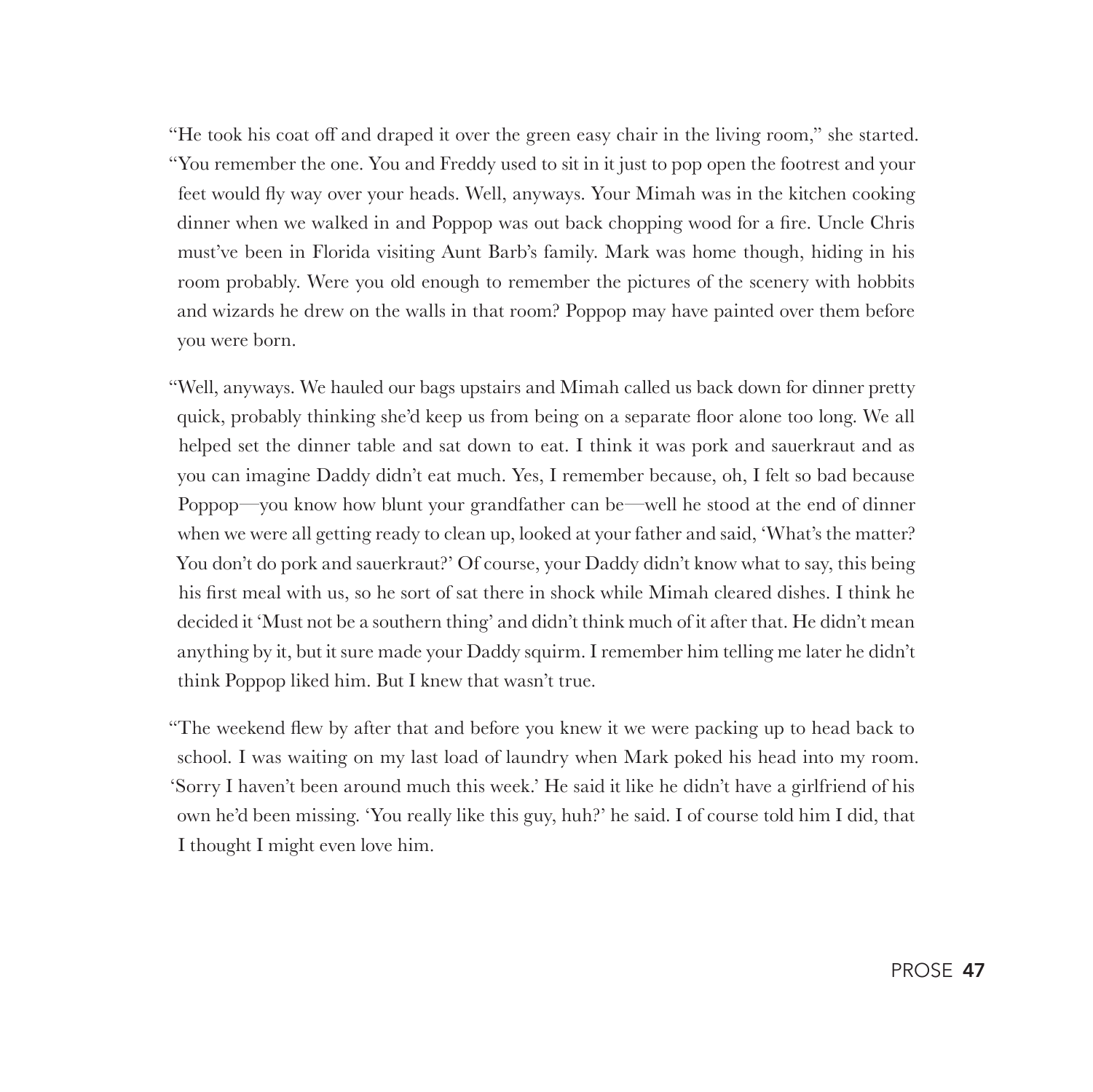"He took his coat off and draped it over the green easy chair in the living room," she started. "You remember the one. You and Freddy used to sit in it just to pop open the footrest and your feet would fly way over your heads. Well, anyways. Your Mimah was in the kitchen cooking dinner when we walked in and Poppop was out back chopping wood for a fire. Uncle Chris must've been in Florida visiting Aunt Barb's family. Mark was home though, hiding in his room probably. Were you old enough to remember the pictures of the scenery with hobbits and wizards he drew on the walls in that room? Poppop may have painted over them before you were born.

"Well, anyways. We hauled our bags upstairs and Mimah called us back down for dinner pretty quick, probably thinking she'd keep us from being on a separate floor alone too long. We all helped set the dinner table and sat down to eat. I think it was pork and sauerkraut and as you can imagine Daddy didn't eat much. Yes, I remember because, oh, I felt so bad because Poppop—you know how blunt your grandfather can be—well he stood at the end of dinner when we were all getting ready to clean up, looked at your father and said, 'What's the matter? You don't do pork and sauerkraut?' Of course, your Daddy didn't know what to say, this being his first meal with us, so he sort of sat there in shock while Mimah cleared dishes. I think he decided it 'Must not be a southern thing' and didn't think much of it after that. He didn't mean anything by it, but it sure made your Daddy squirm. I remember him telling me later he didn't think Poppop liked him. But I knew that wasn't true.

"The weekend flew by after that and before you knew it we were packing up to head back to school. I was waiting on my last load of laundry when Mark poked his head into my room. 'Sorry I haven't been around much this week.' He said it like he didn't have a girlfriend of his own he'd been missing. 'You really like this guy, huh?' he said. I of course told him I did, that I thought I might even love him.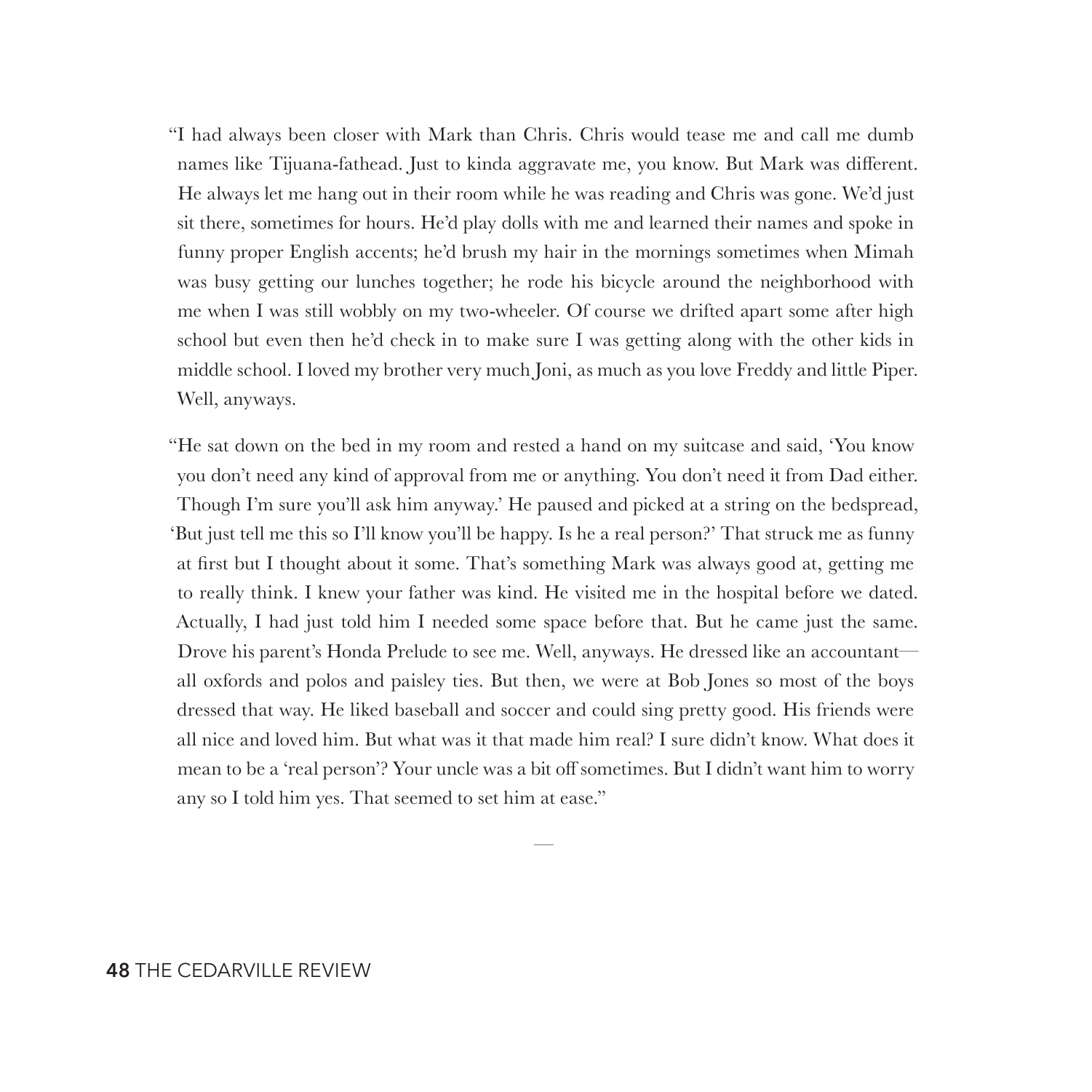"I had always been closer with Mark than Chris. Chris would tease me and call me dumb names like Tijuana-fathead. Just to kinda aggravate me, you know. But Mark was different. He always let me hang out in their room while he was reading and Chris was gone. We'd just sit there, sometimes for hours. He'd play dolls with me and learned their names and spoke in funny proper English accents; he'd brush my hair in the mornings sometimes when Mimah was busy getting our lunches together; he rode his bicycle around the neighborhood with me when I was still wobbly on my two-wheeler. Of course we drifted apart some after high school but even then he'd check in to make sure I was getting along with the other kids in middle school. I loved my brother very much Joni, as much as you love Freddy and little Piper. Well, anyways.

"He sat down on the bed in my room and rested a hand on my suitcase and said, 'You know you don't need any kind of approval from me or anything. You don't need it from Dad either. Though I'm sure you'll ask him anyway.' He paused and picked at a string on the bedspread, 'But just tell me this so I'll know you'll be happy. Is he a real person?' That struck me as funny at first but I thought about it some. That's something Mark was always good at, getting me to really think. I knew your father was kind. He visited me in the hospital before we dated. Actually, I had just told him I needed some space before that. But he came just the same. Drove his parent's Honda Prelude to see me. Well, anyways. He dressed like an accountant—all oxfords and polos and paisley ties. But then, we were at Bob Jones so most of the boys dressed that way. He liked baseball and soccer and could sing pretty good. His friends were all nice and loved him. But what was it that made him real? I sure didn't know. What does it mean to be a 'real person'? Your uncle was a bit off sometimes. But I didn't want him to worry any so I told him yes. That seemed to set him at ease."

—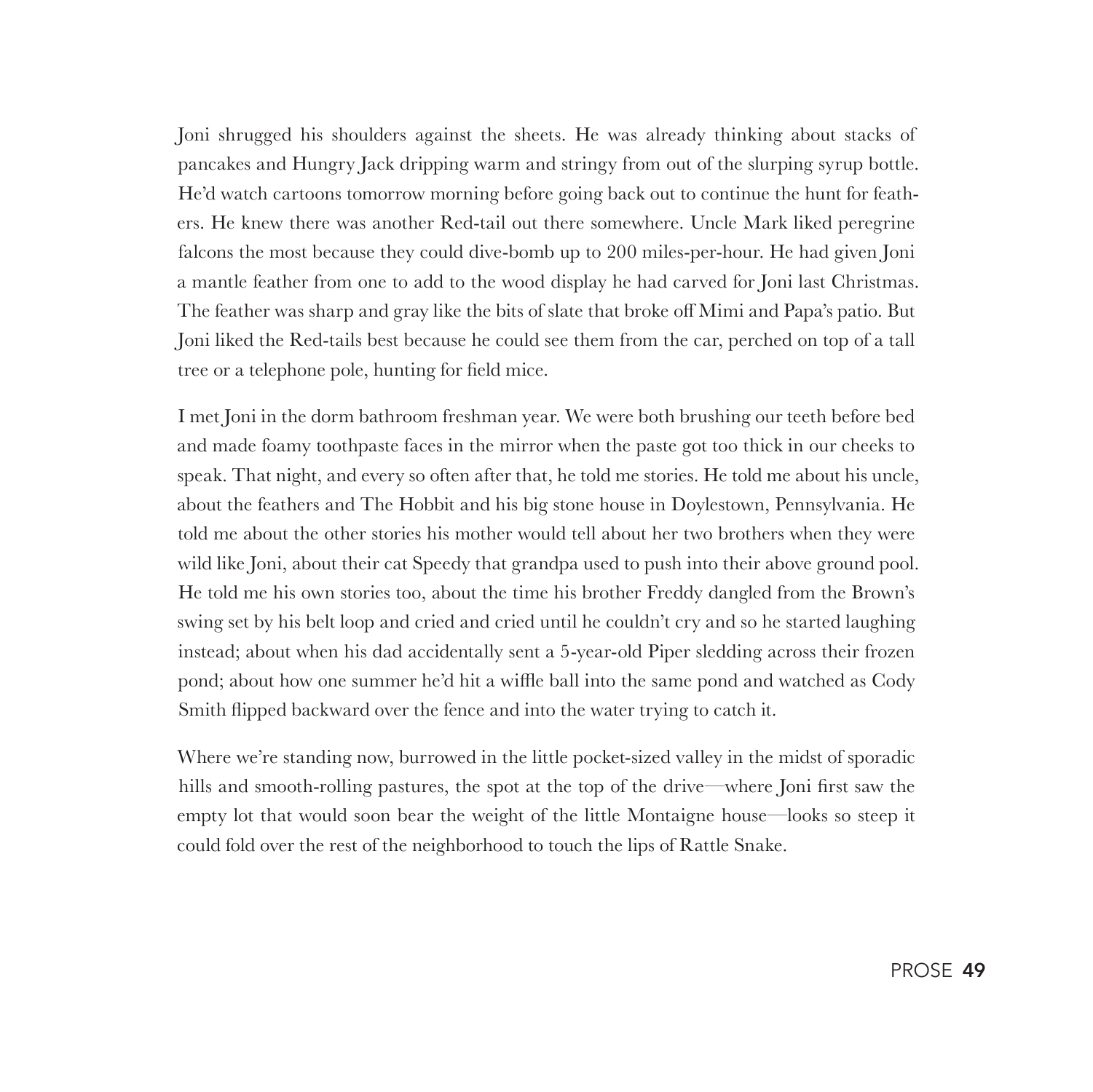Joni shrugged his shoulders against the sheets. He was already thinking about stacks of pancakes and Hungry Jack dripping warm and stringy from out of the slurping syrup bottle. He'd watch cartoons tomorrow morning before going back out to continue the hunt for feathers. He knew there was another Red-tail out there somewhere. Uncle Mark liked peregrine falcons the most because they could dive-bomb up to 200 miles-per-hour. He had given Joni a mantle feather from one to add to the wood display he had carved for Joni last Christmas. The feather was sharp and gray like the bits of slate that broke off Mimi and Papa's patio. But Joni liked the Red-tails best because he could see them from the car, perched on top of a tall tree or a telephone pole, hunting for field mice.

I met Joni in the dorm bathroom freshman year. We were both brushing our teeth before bed and made foamy toothpaste faces in the mirror when the paste got too thick in our cheeks to speak. That night, and every so often after that, he told me stories. He told me about his uncle, about the feathers and The Hobbit and his big stone house in Doylestown, Pennsylvania. He told me about the other stories his mother would tell about her two brothers when they were wild like Joni, about their cat Speedy that grandpa used to push into their above ground pool. He told me his own stories too, about the time his brother Freddy dangled from the Brown's swing set by his belt loop and cried and cried until he couldn't cry and so he started laughing instead; about when his dad accidentally sent a 5-year-old Piper sledding across their frozen pond; about how one summer he'd hit a wiffle ball into the same pond and watched as Cody Smith flipped backward over the fence and into the water trying to catch it.

Where we're standing now, burrowed in the little pocket-sized valley in the midst of sporadic hills and smooth-rolling pastures, the spot at the top of the drive—where Joni first saw the empty lot that would soon bear the weight of the little Montaigne house—looks so steep it could fold over the rest of the neighborhood to touch the lips of Rattle Snake.